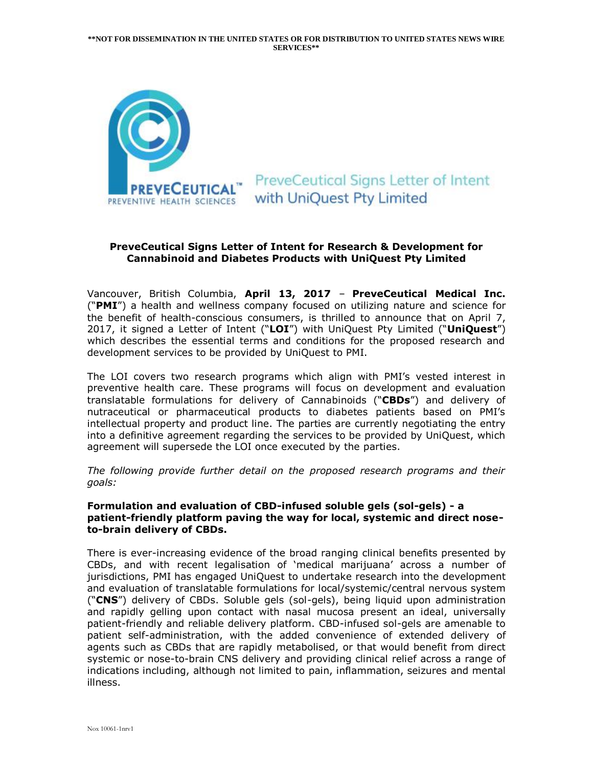**\*\*NOT FOR DISSEMINATION IN THE UNITED STATES OR FOR DISTRIBUTION TO UNITED STATES NEWS WIRE SERVICES\*\***

PreveCeutical Signs Letter of Intent with UniQuest Pty Limited

## PreveCeutical Signs Letter of Intent for Research & Development for Cannabinoid and Diabetes Products with UniQuest Pty Limited

Vancouver, British Columbia, **April 13, 2017** – **PreveCeutical Medical Inc.** ("**PMI**") a health and wellness company focused on utilizing nature and science for the benefit of health-conscious consumers, is thrilled to announce that on April 7, 2017, it signed a Letter of Intent ("**LOI**") with UniQuest Pty Limited ("**UniQuest**") which describes the essential terms and conditions for the proposed research and development services to be provided by UniQuest to PMI.

The LOI covers two research programs which align with PMI's vested interest in preventive health care. These programs will focus on development and evaluation translatable formulations for delivery of Cannabinoids ("**CBDs**") and delivery of nutraceutical or pharmaceutical products to diabetes patients based on PMI's intellectual property and product line. The parties are currently negotiating the entry into a definitive agreement regarding the services to be provided by UniQuest, which agreement will supersede the LOI once executed by the parties.

*The following provide further detail on the proposed research programs and their goals:*

### Formulation and evaluation of CBD-infused soluble gels (sol-gels) - a patient-friendly platform paving the way for local, systemic and direct nose-to-brain delivery of CBDs.

There is ever-increasing evidence of the broad ranging clinical benefits presented by CBDs, and with recent legalisation of 'medical marijuana' across a number of jurisdictions, PMI has engaged UniQuest to undertake research into the development and evaluation of translatable formulations for local/systemic/central nervous system ("**CNS**") delivery of CBDs. Soluble gels (sol-gels), being liquid upon administration and rapidly gelling upon contact with nasal mucosa present an ideal, universally patient-friendly and reliable delivery platform. CBD-infused sol-gels are amenable to patient self-administration, with the added convenience of extended delivery of agents such as CBDs that are rapidly metabolised, or that would benefit from direct systemic or nose-to-brain CNS delivery and providing clinical relief across a range of indications including, although not limited to pain, inflammation, seizures and mental illness.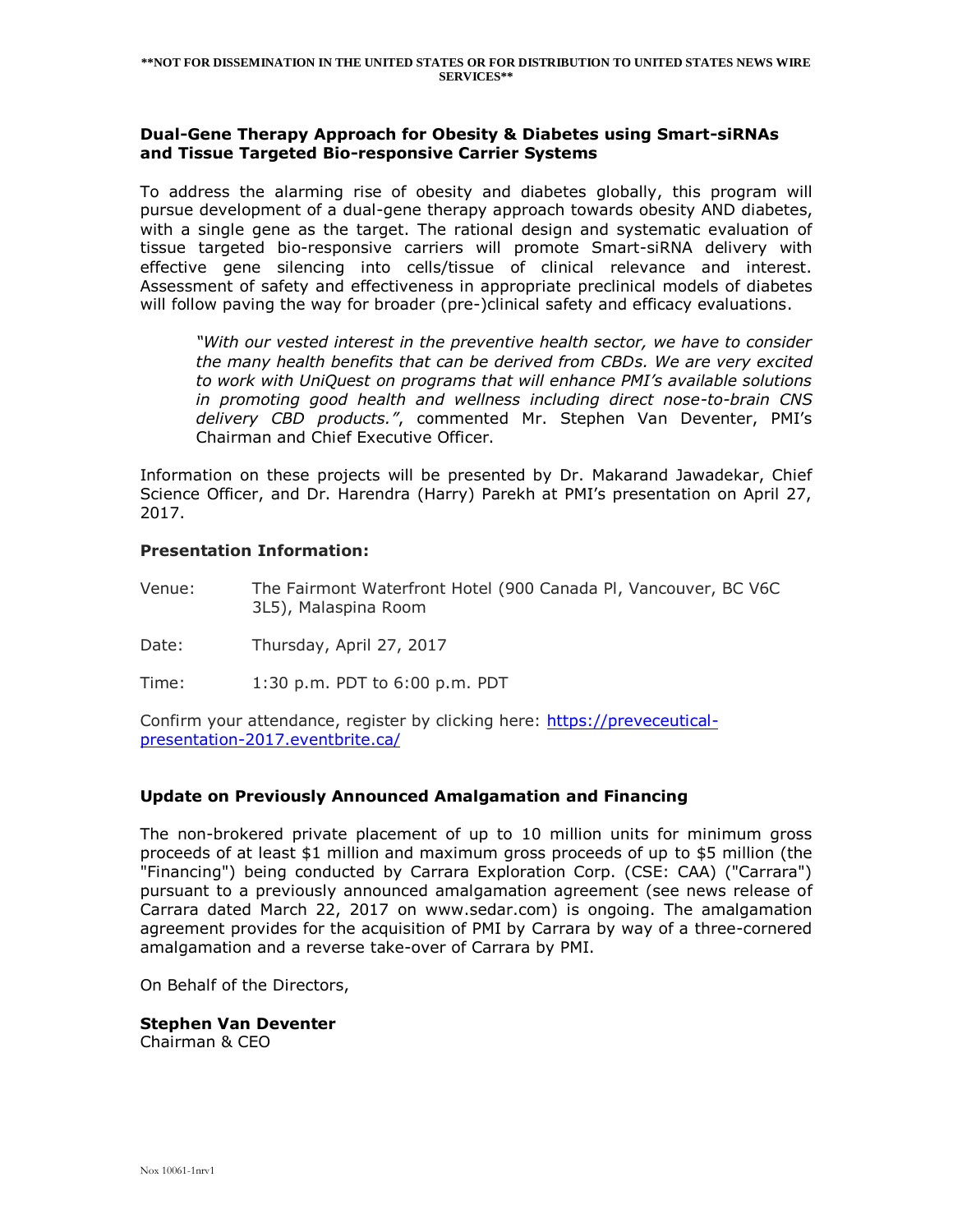**NOT FOR DISSEMINATION IN THE UNITED STATES OR FOR DISTRIBUTION TO UNITED STATES NEWS WIRE SERVICES**

### Dual-Gene Therapy Approach for Obesity & Diabetes using Smart-siRNAs and Tissue Targeted Bio-responsive Carrier Systems

To address the alarming rise of obesity and diabetes globally, this program will pursue development of a dual-gene therapy approach towards obesity AND diabetes, with a single gene as the target. The rational design and systematic evaluation of tissue targeted bio-responsive carriers will promote Smart-siRNA delivery with effective gene silencing into cells/tissue of clinical relevance and interest. Assessment of safety and effectiveness in appropriate preclinical models of diabetes will follow paving the way for broader (pre-)clinical safety and efficacy evaluations.

> *"With our vested interest in the preventive health sector, we have to consider the many health benefits that can be derived from CBDs. We are very excited to work with UniQuest on programs that will enhance PMI's available solutions in promoting good health and wellness including direct nose-to-brain CNS delivery CBD products."*, commented Mr. Stephen Van Deventer, PMI's Chairman and Chief Executive Officer.

Information on these projects will be presented by Dr. Makarand Jawadekar, Chief Science Officer, and Dr. Harendra (Harry) Parekh at PMI's presentation on April 27, 2017.

### Presentation Information:

Venue: The Fairmont Waterfront Hotel (900 Canada Pl, Vancouver, BC V6C 3L5), Malaspina Room

Date: Thursday, April 27, 2017

Time: 1:30 p.m. PDT to 6:00 p.m. PDT

Confirm your attendance, register by clicking here: https://preveceutical-presentation-2017.eventbrite.ca/

### Update on Previously Announced Amalgamation and Financing

The non-brokered private placement of up to 10 million units for minimum gross proceeds of at least $1 million and maximum gross proceeds of up to $5 million (the "Financing") being conducted by Carrara Exploration Corp. (CSE: CAA) ("Carrara") pursuant to a previously announced amalgamation agreement (see news release of Carrara dated March 22, 2017 on www.sedar.com) is ongoing. The amalgamation agreement provides for the acquisition of PMI by Carrara by way of a three-cornered amalgamation and a reverse take-over of Carrara by PMI.

On Behalf of the Directors,

**Stephen Van Deventer**
Chairman & CEO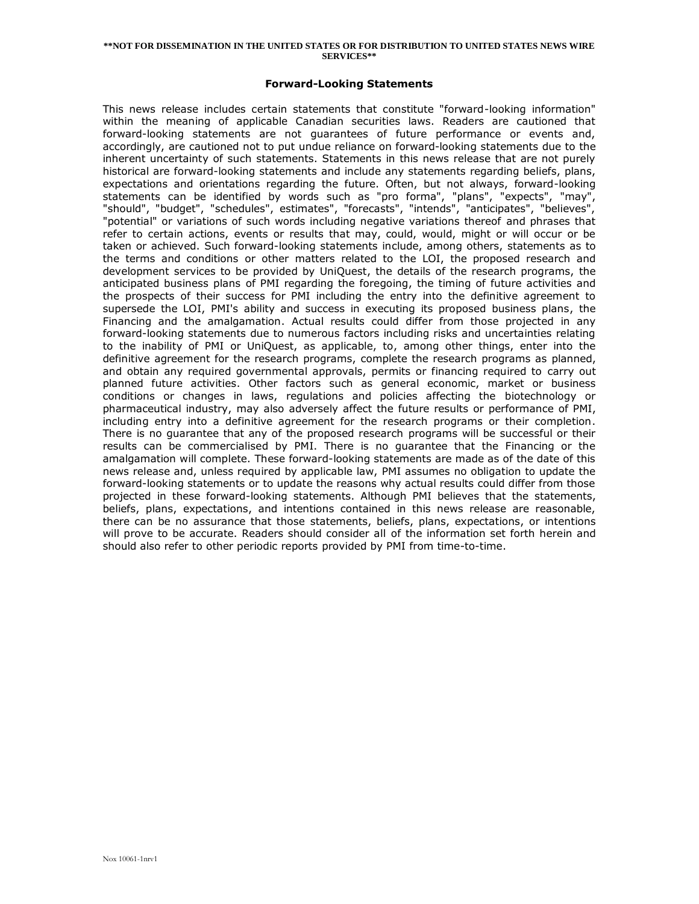**NOT FOR DISSEMINATION IN THE UNITED STATES OR FOR DISTRIBUTION TO UNITED STATES NEWS WIRE SERVICES**

## Forward-Looking Statements

This news release includes certain statements that constitute "forward-looking information" within the meaning of applicable Canadian securities laws. Readers are cautioned that forward-looking statements are not guarantees of future performance or events and, accordingly, are cautioned not to put undue reliance on forward-looking statements due to the inherent uncertainty of such statements. Statements in this news release that are not purely historical are forward-looking statements and include any statements regarding beliefs, plans, expectations and orientations regarding the future. Often, but not always, forward-looking statements can be identified by words such as "pro forma", "plans", "expects", "may", "should", "budget", "schedules", estimates", "forecasts", "intends", "anticipates", "believes", "potential" or variations of such words including negative variations thereof and phrases that refer to certain actions, events or results that may, could, would, might or will occur or be taken or achieved. Such forward-looking statements include, among others, statements as to the terms and conditions or other matters related to the LOI, the proposed research and development services to be provided by UniQuest, the details of the research programs, the anticipated business plans of PMI regarding the foregoing, the timing of future activities and the prospects of their success for PMI including the entry into the definitive agreement to supersede the LOI, PMI's ability and success in executing its proposed business plans, the Financing and the amalgamation. Actual results could differ from those projected in any forward-looking statements due to numerous factors including risks and uncertainties relating to the inability of PMI or UniQuest, as applicable, to, among other things, enter into the definitive agreement for the research programs, complete the research programs as planned, and obtain any required governmental approvals, permits or financing required to carry out planned future activities. Other factors such as general economic, market or business conditions or changes in laws, regulations and policies affecting the biotechnology or pharmaceutical industry, may also adversely affect the future results or performance of PMI, including entry into a definitive agreement for the research programs or their completion. There is no guarantee that any of the proposed research programs will be successful or their results can be commercialised by PMI. There is no guarantee that the Financing or the amalgamation will complete. These forward-looking statements are made as of the date of this news release and, unless required by applicable law, PMI assumes no obligation to update the forward-looking statements or to update the reasons why actual results could differ from those projected in these forward-looking statements. Although PMI believes that the statements, beliefs, plans, expectations, and intentions contained in this news release are reasonable, there can be no assurance that those statements, beliefs, plans, expectations, or intentions will prove to be accurate. Readers should consider all of the information set forth herein and should also refer to other periodic reports provided by PMI from time-to-time.

Nox 10061-1nrv1